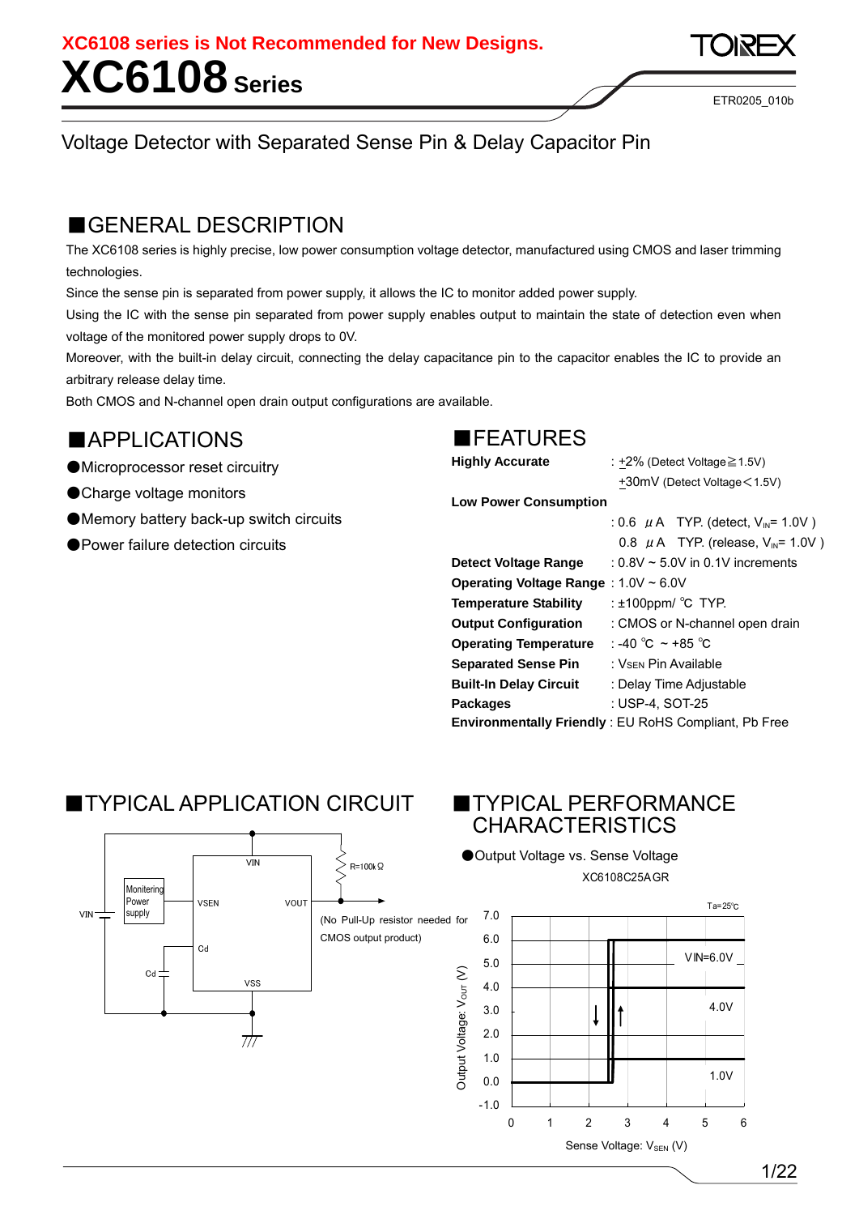**XC6108 series is Not Recommended for New Designs.**

# XC6108 Series

ETR0205_010b

Voltage Detector with Separated Sense Pin & Delay Capacitor Pin

## ■GENERAL DESCRIPTION

The XC6108 series is highly precise, low power consumption voltage detector, manufactured using CMOS and laser trimming technologies.

Since the sense pin is separated from power supply, it allows the IC to monitor added power supply.

Using the IC with the sense pin separated from power supply enables output to maintain the state of detection even when voltage of the monitored power supply drops to 0V.

Moreover, with the built-in delay circuit, connecting the delay capacitance pin to the capacitor enables the IC to provide an arbitrary release delay time.

Both CMOS and N-channel open drain output configurations are available.

## ■APPLICATIONS

- ●Microprocessor reset circuitry
- ●Charge voltage monitors
- ●Memory battery back-up switch circuits
- ●Power failure detection circuits

## ■FEATURES

| | |
|---|---|
| **Highly Accurate** | : ±2% (Detect Voltage≧1.5V) |
| | ±30mV (Detect Voltage＜1.5V) |
| **Low Power Consumption** | : 0.6 μA TYP. (detect, $V_{IN}$= 1.0V ) |
| | 0.8 μA TYP. (release, $V_{IN}$= 1.0V ) |
| **Detect Voltage Range** | : 0.8V ~ 5.0V in 0.1V increments |
| **Operating Voltage Range** | : 1.0V ~ 6.0V |
| **Temperature Stability** | : ±100ppm/ ℃ TYP. |
| **Output Configuration** | : CMOS or N-channel open drain |
| **Operating Temperature** | : -40 ℃ ~ +85 ℃ |
| **Separated Sense Pin** | : $V_{SEN}$ Pin Available |
| **Built-In Delay Circuit** | : Delay Time Adjustable |
| **Packages** | : USP-4, SOT-25 |
| **Environmentally Friendly** | : EU RoHS Compliant, Pb Free |

## ■TYPICAL APPLICATION CIRCUIT

(No Pull-Up resistor needed for CMOS output product)

## ■TYPICAL PERFORMANCE CHARACTERISTICS

●Output Voltage vs. Sense Voltage

XC6108C25AGR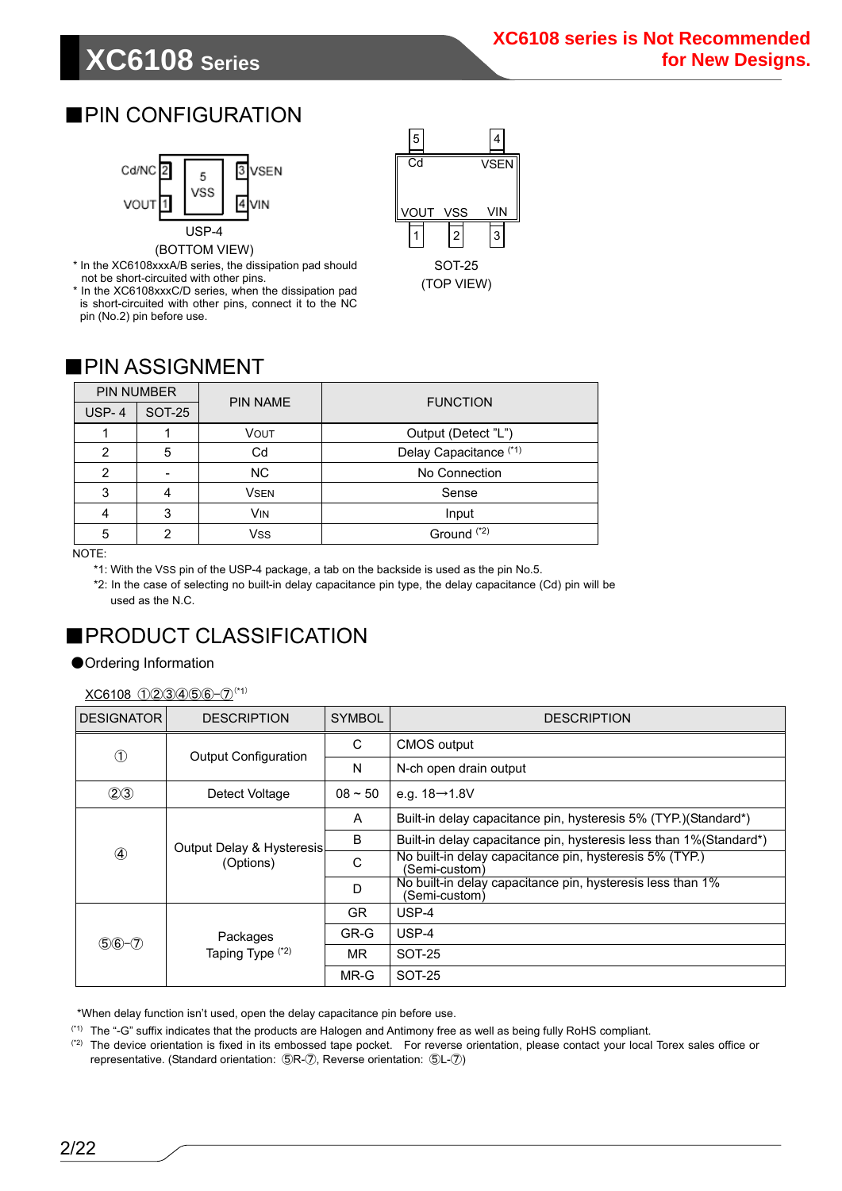XC6108 series is Not Recommended for New Designs.

## ■PIN CONFIGURATION

USP-4
(BOTTOM VIEW)

* In the XC6108xxxA/B series, the dissipation pad should not be short-circuited with other pins.
* In the XC6108xxxC/D series, when the dissipation pad is short-circuited with other pins, connect it to the NC pin (No.2) pin before use.

SOT-25
(TOP VIEW)

## ■PIN ASSIGNMENT

| PIN NUMBER | | PIN NAME | FUNCTION |
|---|---|---|---|
| USP-4 | SOT-25 | | |
| 1 | 1 | VOUT | Output (Detect "L") |
| 2 | 5 | Cd | Delay Capacitance (*1) |
| 2 | - | NC | No Connection |
| 3 | 4 | VSEN | Sense |
| 4 | 3 | VIN | Input |
| 5 | 2 | VSS | Ground (*2) |

NOTE:
*1: With the VSS pin of the USP-4 package, a tab on the backside is used as the pin No.5.
*2: In the case of selecting no built-in delay capacitance pin type, the delay capacitance (Cd) pin will be used as the N.C.

## ■PRODUCT CLASSIFICATION

●Ordering Information

XC6108 ①②③④⑤⑥-⑦(*1)

| DESIGNATOR | DESCRIPTION | SYMBOL | DESCRIPTION |
|---|---|---|---|
| ① | Output Configuration | C | CMOS output |
| | | N | N-ch open drain output |
| ②③ | Detect Voltage | 08 ~ 50 | e.g. 18→1.8V |
| ④ | Output Delay & Hysteresis (Options) | A | Built-in delay capacitance pin, hysteresis 5% (TYP.)(Standard*) |
| | | B | Built-in delay capacitance pin, hysteresis less than 1%(Standard*) |
| | | C | No built-in delay capacitance pin, hysteresis 5% (TYP.) (Semi-custom) |
| | | D | No built-in delay capacitance pin, hysteresis less than 1% (Semi-custom) |
| ⑤⑥-⑦ | Packages Taping Type (*2) | GR | USP-4 |
| | | GR-G | USP-4 |
| | | MR | SOT-25 |
| | | MR-G | SOT-25 |

*When delay function isn't used, open the delay capacitance pin before use.

(*1) The "-G" suffix indicates that the products are Halogen and Antimony free as well as being fully RoHS compliant.

(*2) The device orientation is fixed in its embossed tape pocket. For reverse orientation, please contact your local Torex sales office or representative. (Standard orientation: ⑤R-⑦, Reverse orientation: ⑤L-⑦)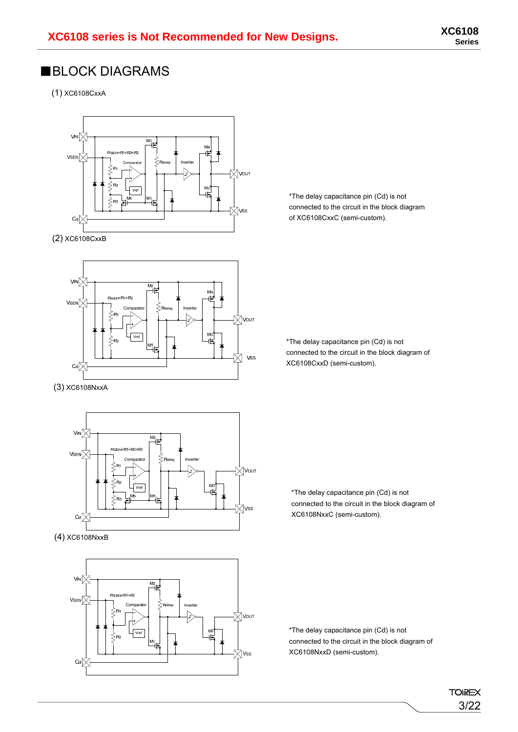## ■BLOCK DIAGRAMS

(1) XC6108CxxA

*The delay capacitance pin (Cd) is not connected to the circuit in the block diagram of XC6108CxxC (semi-custom).

(2) XC6108CxxB

*The delay capacitance pin (Cd) is not connected to the circuit in the block diagram of XC6108CxxD (semi-custom).

(3) XC6108NxxA

*The delay capacitance pin (Cd) is not connected to the circuit in the block diagram of XC6108NxxC (semi-custom).

(4) XC6108NxxB

*The delay capacitance pin (Cd) is not connected to the circuit in the block diagram of XC6108NxxD (semi-custom).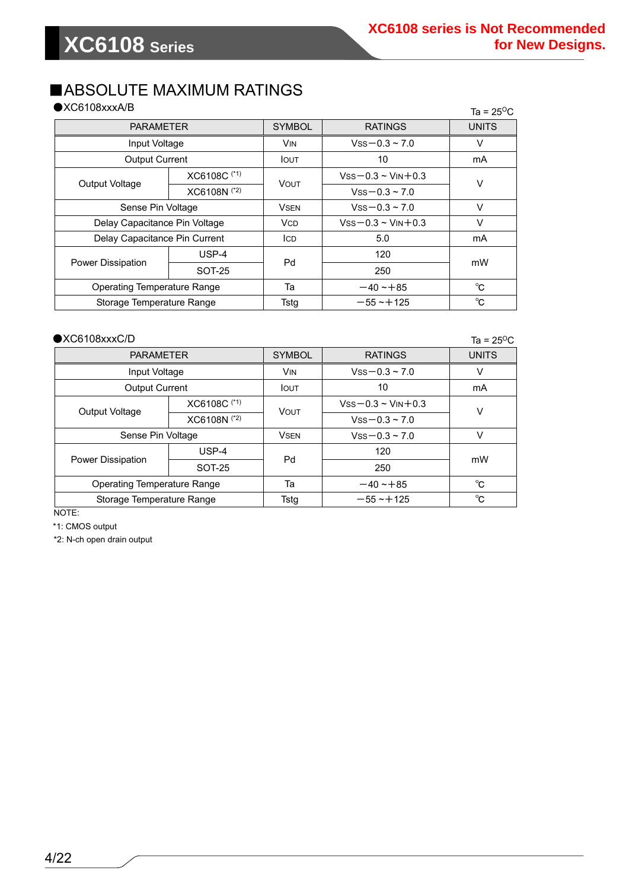## ■ABSOLUTE MAXIMUM RATINGS

●XC6108xxxA/B

Ta = 25°C

| PARAMETER | | SYMBOL | RATINGS | UNITS |
|---|---|---|---|---|
| Input Voltage | | VIN | VSS−0.3 ~ 7.0 | V |
| Output Current | | IOUT | 10 | mA |
| Output Voltage | XC6108C (*1) | VOUT | VSS−0.3 ~ VIN+0.3 | V |
| | XC6108N (*2) | | VSS−0.3 ~ 7.0 | |
| Sense Pin Voltage | | VSEN | VSS−0.3 ~ 7.0 | V |
| Delay Capacitance Pin Voltage | | VCD | VSS−0.3 ~ VIN+0.3 | V |
| Delay Capacitance Pin Current | | ICD | 5.0 | mA |
| Power Dissipation | USP-4 | Pd | 120 | mW |
| | SOT-25 | | 250 | |
| Operating Temperature Range | | Ta | −40 ~+85 | ℃ |
| Storage Temperature Range | | Tstg | −55 ~+125 | ℃ |

●XC6108xxxC/D

Ta = 25°C

| PARAMETER | | SYMBOL | RATINGS | UNITS |
|---|---|---|---|---|
| Input Voltage | | VIN | VSS−0.3 ~ 7.0 | V |
| Output Current | | IOUT | 10 | mA |
| Output Voltage | XC6108C (*1) | VOUT | VSS−0.3 ~ VIN+0.3 | V |
| | XC6108N (*2) | | VSS−0.3 ~ 7.0 | |
| Sense Pin Voltage | | VSEN | VSS−0.3 ~ 7.0 | V |
| Power Dissipation | USP-4 | Pd | 120 | mW |
| | SOT-25 | | 250 | |
| Operating Temperature Range | | Ta | −40 ~+85 | ℃ |
| Storage Temperature Range | | Tstg | −55 ~+125 | ℃ |

NOTE:

*1: CMOS output

*2: N-ch open drain output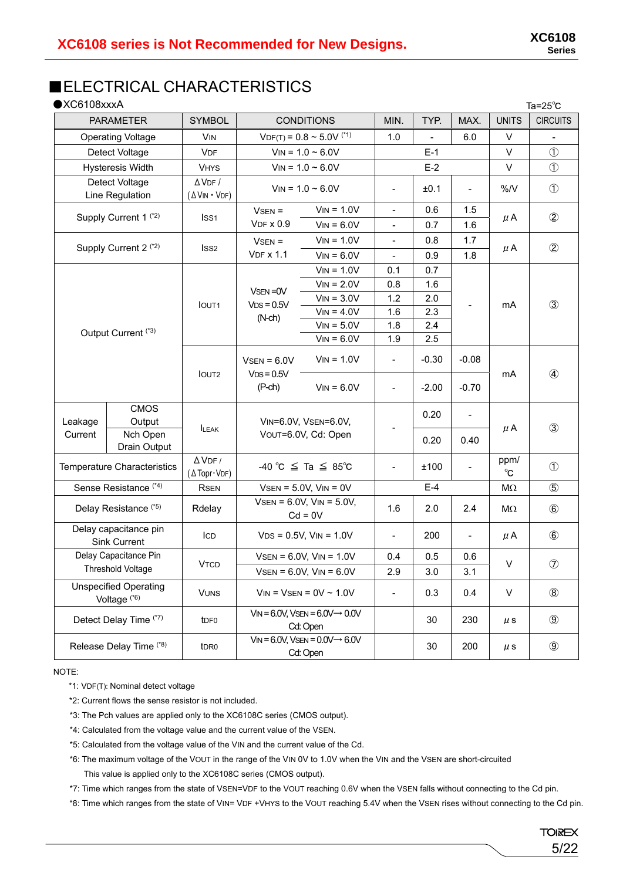**XC6108 series is Not Recommended for New Designs.**

## ■ELECTRICAL CHARACTERISTICS

●XC6108xxxA

Ta=25℃

| PARAMETER | | SYMBOL | CONDITIONS | | MIN. | TYP. | MAX. | UNITS | CIRCUITS |
|---|---|---|---|---|---|---|---|---|---|
| Operating Voltage | | $V_{IN}$ | $V_{DF(T)}$ = 0.8 ~ 5.0V (*1) | | 1.0 | - | 6.0 | V | - |
| Detect Voltage | | $V_{DF}$ | $V_{IN}$ = 1.0 ~ 6.0V | | | E-1 | | V | ① |
| Hysteresis Width | | $V_{HYS}$ | $V_{IN}$ = 1.0 ~ 6.0V | | | E-2 | | V | ① |
| Detect Voltage Line Regulation | | $\Delta V_{DF}$ / ($\Delta V_{IN} \cdot V_{DF}$) | $V_{IN}$ = 1.0 ~ 6.0V | | - | ±0.1 | - | %/V | ① |
| Supply Current 1 (*2) | | $I_{SS1}$ | $V_{SEN}$ = $V_{DF}$ x 0.9 | $V_{IN}$ = 1.0V | - | 0.6 | 1.5 | μA | ② |
| | | | | $V_{IN}$ = 6.0V | - | 0.7 | 1.6 | | |
| Supply Current 2 (*2) | | $I_{SS2}$ | $V_{SEN}$ = $V_{DF}$ x 1.1 | $V_{IN}$ = 1.0V | - | 0.8 | 1.7 | μA | ② |
| | | | | $V_{IN}$ = 6.0V | - | 0.9 | 1.8 | | |
| Output Current (*3) | | $I_{OUT1}$ | $V_{SEN}$ =0V $V_{DS}$ = 0.5V (N-ch) | $V_{IN}$ = 1.0V | 0.1 | 0.7 | - | mA | ③ |
| | | | | $V_{IN}$ = 2.0V | 0.8 | 1.6 | | | |
| | | | | $V_{IN}$ = 3.0V | 1.2 | 2.0 | | | |
| | | | | $V_{IN}$ = 4.0V | 1.6 | 2.3 | | | |
| | | | | $V_{IN}$ = 5.0V | 1.8 | 2.4 | | | |
| | | | | $V_{IN}$ = 6.0V | 1.9 | 2.5 | | | |
| | | $I_{OUT2}$ | $V_{SEN}$ = 6.0V $V_{DS}$ = 0.5V (P-ch) | $V_{IN}$ = 1.0V | - | -0.30 | -0.08 | mA | ④ |
| | | | | $V_{IN}$ = 6.0V | - | -2.00 | -0.70 | | |
| Leakage Current | CMOS Output | $I_{LEAK}$ | $V_{IN}$=6.0V, $V_{SEN}$=6.0V, $V_{OUT}$=6.0V, Cd: Open | | - | 0.20 | - | μA | ③ |
| | Nch Open Drain Output | | | | | 0.20 | 0.40 | | |
| Temperature Characteristics | | $\Delta V_{DF}$ / ($\Delta Topr \cdot V_{DF}$) | -40 ℃ ≦ Ta ≦ 85℃ | | - | ±100 | - | ppm/℃ | ① |
| Sense Resistance (*4) | | $R_{SEN}$ | $V_{SEN}$ = 5.0V, $V_{IN}$ = 0V | | | E-4 | | MΩ | ⑤ |
| Delay Resistance (*5) | | Rdelay | $V_{SEN}$ = 6.0V, $V_{IN}$ = 5.0V, Cd = 0V | | 1.6 | 2.0 | 2.4 | MΩ | ⑥ |
| Delay capacitance pin Sink Current | | $I_{CD}$ | $V_{DS}$ = 0.5V, $V_{IN}$ = 1.0V | | - | 200 | - | μA | ⑥ |
| Delay Capacitance Pin Threshold Voltage | | $V_{TCD}$ | $V_{SEN}$ = 6.0V, $V_{IN}$ = 1.0V | | 0.4 | 0.5 | 0.6 | V | ⑦ |
| | | | $V_{SEN}$ = 6.0V, $V_{IN}$ = 6.0V | | 2.9 | 3.0 | 3.1 | | |
| Unspecified Operating Voltage (*6) | | $V_{UNS}$ | $V_{IN}$ = $V_{SEN}$ = 0V ~ 1.0V | | - | 0.3 | 0.4 | V | ⑧ |
| Detect Delay Time (*7) | | $t_{DF0}$ | $V_{IN}$ = 6.0V, $V_{SEN}$ = 6.0V→ 0.0V Cd: Open | | | 30 | 230 | μs | ⑨ |
| Release Delay Time (*8) | | $t_{DR0}$ | $V_{IN}$ = 6.0V, $V_{SEN}$ = 0.0V→ 6.0V Cd: Open | | | 30 | 200 | μs | ⑨ |

NOTE:

*1: $V_{DF(T)}$: Nominal detect voltage

*2: Current flows the sense resistor is not included.

*3: The Pch values are applied only to the XC6108C series (CMOS output).

*4: Calculated from the voltage value and the current value of the $V_{SEN}$.

*5: Calculated from the voltage value of the $V_{IN}$ and the current value of the Cd.

*6: The maximum voltage of the $V_{OUT}$ in the range of the $V_{IN}$ 0V to 1.0V when the $V_{IN}$ and the $V_{SEN}$ are short-circuited
This value is applied only to the XC6108C series (CMOS output).

*7: Time which ranges from the state of $V_{SEN}$=$V_{DF}$ to the $V_{OUT}$ reaching 0.6V when the $V_{SEN}$ falls without connecting to the Cd pin.

*8: Time which ranges from the state of $V_{IN}$= $V_{DF}$ +$V_{HYS}$ to the $V_{OUT}$ reaching 5.4V when the $V_{SEN}$ rises without connecting to the Cd pin.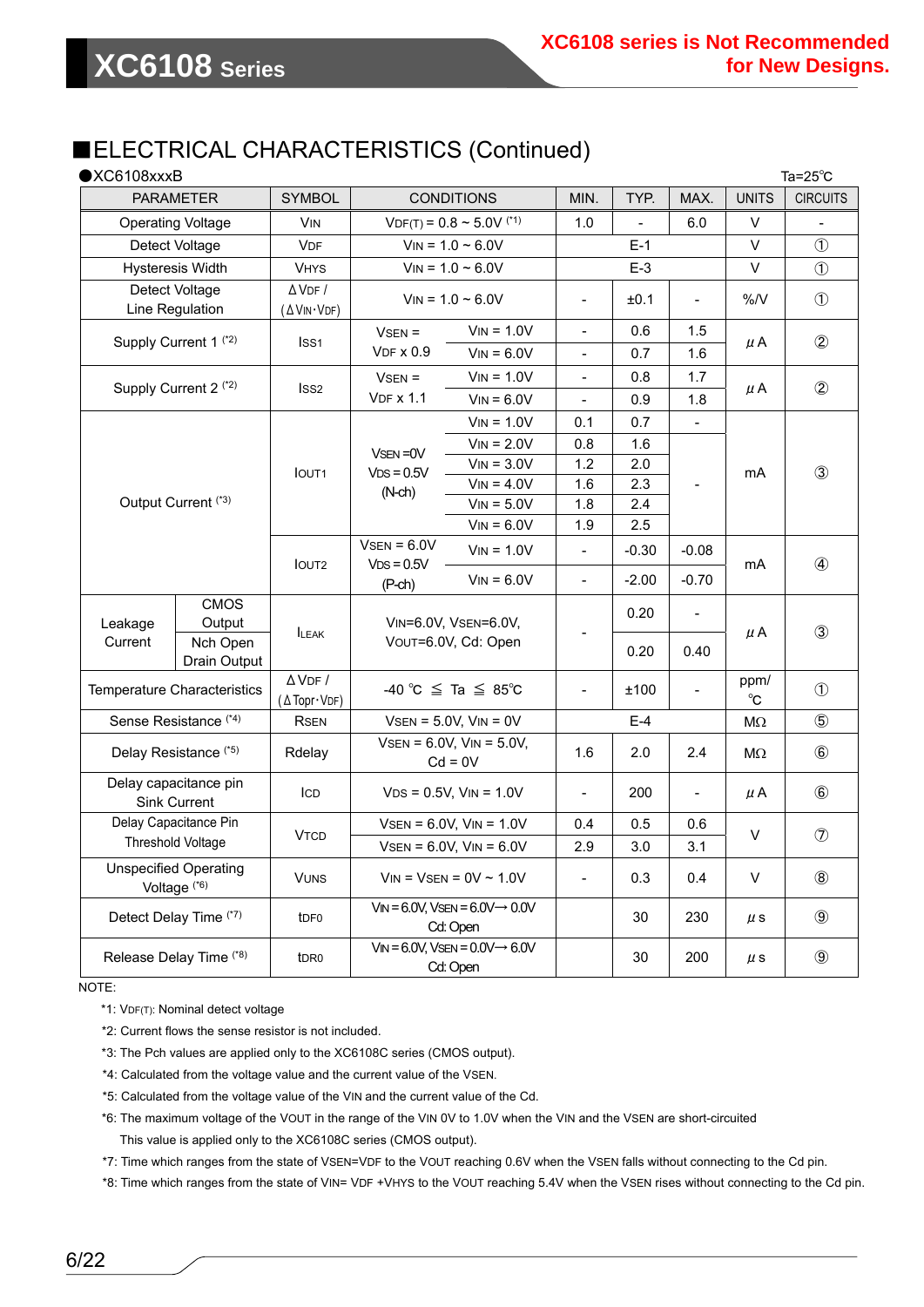XC6108 series is Not Recommended for New Designs.

## ■ELECTRICAL CHARACTERISTICS (Continued)

●XC6108xxxB

Ta=25℃

| PARAMETER | | SYMBOL | CONDITIONS | | MIN. | TYP. | MAX. | UNITS | CIRCUITS |
|---|---|---|---|---|---|---|---|---|---|
| Operating Voltage | | VIN | VDF(T) = 0.8 ~ 5.0V (*1) | | 1.0 | - | 6.0 | V | - |
| Detect Voltage | | VDF | VIN = 1.0 ~ 6.0V | | | E-1 | | V | ① |
| Hysteresis Width | | VHYS | VIN = 1.0 ~ 6.0V | | | E-3 | | V | ① |
| Detect Voltage Line Regulation | | ΔVDF / (ΔVIN·VDF) | VIN = 1.0 ~ 6.0V | | - | ±0.1 | - | %/V | ① |
| Supply Current 1 (*2) | | ISS1 | VSEN = VDF x 0.9 | VIN = 1.0V | - | 0.6 | 1.5 | μA | ② |
| | | | | VIN = 6.0V | - | 0.7 | 1.6 | | |
| Supply Current 2 (*2) | | ISS2 | VSEN = VDF x 1.1 | VIN = 1.0V | - | 0.8 | 1.7 | μA | ② |
| | | | | VIN = 6.0V | - | 0.9 | 1.8 | | |
| Output Current (*3) | | IOUT1 | VSEN =0V VDS = 0.5V (N-ch) | VIN = 1.0V | 0.1 | 0.7 | - | mA | ③ |
| | | | | VIN = 2.0V | 0.8 | 1.6 | - | | |
| | | | | VIN = 3.0V | 1.2 | 2.0 | | | |
| | | | | VIN = 4.0V | 1.6 | 2.3 | | | |
| | | | | VIN = 5.0V | 1.8 | 2.4 | | | |
| | | | | VIN = 6.0V | 1.9 | 2.5 | | | |
| | | IOUT2 | VSEN = 6.0V VDS = 0.5V (P-ch) | VIN = 1.0V | - | -0.30 | -0.08 | mA | ④ |
| | | | | VIN = 6.0V | - | -2.00 | -0.70 | | |
| Leakage Current | CMOS Output | ILEAK | VIN=6.0V, VSEN=6.0V, VOUT=6.0V, Cd: Open | | - | 0.20 | - | μA | ③ |
| | Nch Open Drain Output | | | | | 0.20 | 0.40 | | |
| Temperature Characteristics | | ΔVDF / (ΔTopr·VDF) | -40 ℃ ≦ Ta ≦ 85℃ | | - | ±100 | - | ppm/℃ | ① |
| Sense Resistance (*4) | | RSEN | VSEN = 5.0V, VIN = 0V | | | E-4 | | MΩ | ⑤ |
| Delay Resistance (*5) | | Rdelay | VSEN = 6.0V, VIN = 5.0V, Cd = 0V | | 1.6 | 2.0 | 2.4 | MΩ | ⑥ |
| Delay capacitance pin Sink Current | | ICD | VDS = 0.5V, VIN = 1.0V | | - | 200 | - | μA | ⑥ |
| Delay Capacitance Pin Threshold Voltage | | VTCD | VSEN = 6.0V, VIN = 1.0V | | 0.4 | 0.5 | 0.6 | V | ⑦ |
| | | | VSEN = 6.0V, VIN = 6.0V | | 2.9 | 3.0 | 3.1 | | |
| Unspecified Operating Voltage (*6) | | VUNS | VIN = VSEN = 0V ~ 1.0V | | - | 0.3 | 0.4 | V | ⑧ |
| Detect Delay Time (*7) | | tDF0 | VIN = 6.0V, VSEN = 6.0V→ 0.0V Cd: Open | | | 30 | 230 | μs | ⑨ |
| Release Delay Time (*8) | | tDR0 | VIN = 6.0V, VSEN = 0.0V→ 6.0V Cd: Open | | | 30 | 200 | μs | ⑨ |

NOTE:

*1: VDF(T): Nominal detect voltage

*2: Current flows the sense resistor is not included.

*3: The Pch values are applied only to the XC6108C series (CMOS output).

*4: Calculated from the voltage value and the current value of the VSEN.

*5: Calculated from the voltage value of the VIN and the current value of the Cd.

*6: The maximum voltage of the VOUT in the range of the VIN 0V to 1.0V when the VIN and the VSEN are short-circuited
This value is applied only to the XC6108C series (CMOS output).

*7: Time which ranges from the state of VSEN=VDF to the VOUT reaching 0.6V when the VSEN falls without connecting to the Cd pin.

*8: Time which ranges from the state of VIN= VDF +VHYS to the VOUT reaching 5.4V when the VSEN rises without connecting to the Cd pin.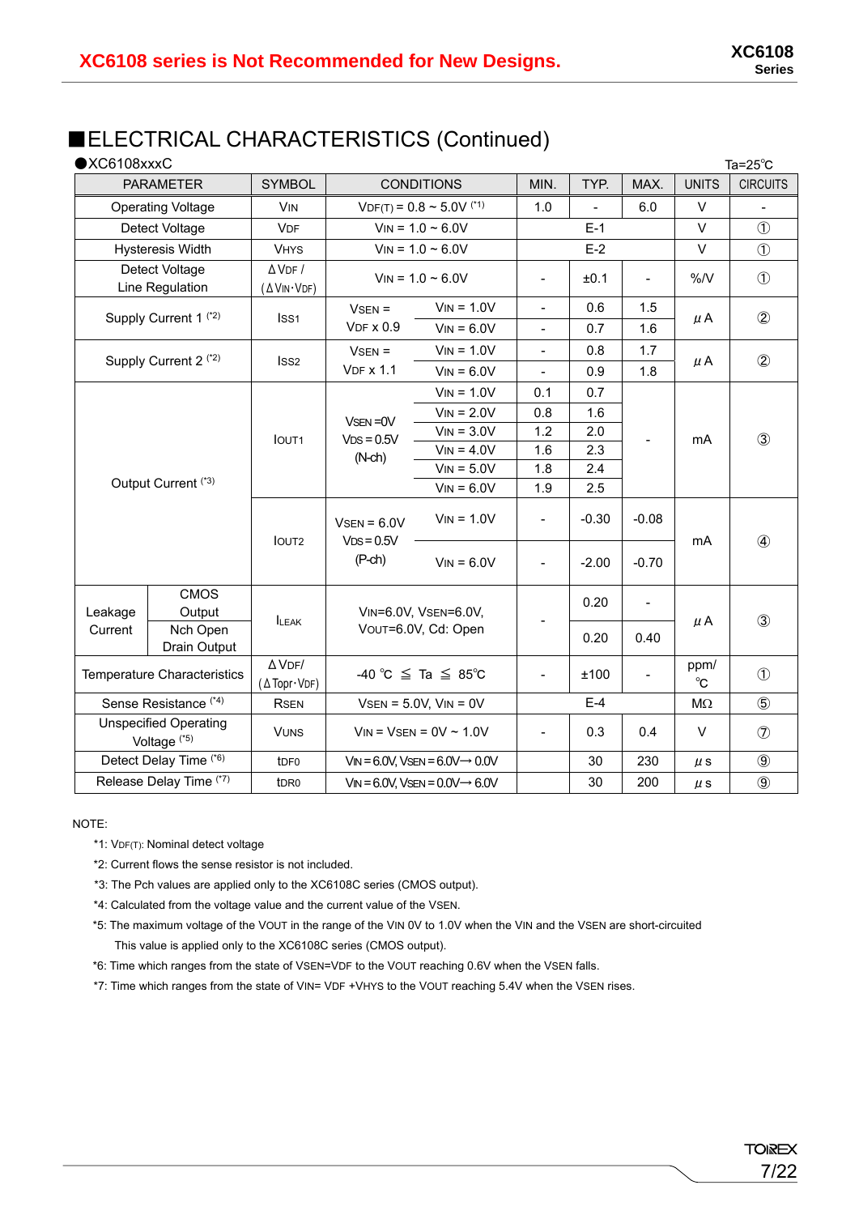# XC6108 series is Not Recommended for New Designs.

## ■ELECTRICAL CHARACTERISTICS (Continued)

●XC6108xxxC

Ta=25℃

| PARAMETER | | SYMBOL | CONDITIONS | | MIN. | TYP. | MAX. | UNITS | CIRCUITS |
|---|---|---|---|---|---|---|---|---|---|
| Operating Voltage | | VIN | VDF(T) = 0.8 ~ 5.0V (*1) | | 1.0 | - | 6.0 | V | - |
| Detect Voltage | | VDF | VIN = 1.0 ~ 6.0V | | | E-1 | | V | ① |
| Hysteresis Width | | VHYS | VIN = 1.0 ~ 6.0V | | | E-2 | | V | ① |
| Detect Voltage Line Regulation | | ΔVDF / (ΔVIN･VDF) | VIN = 1.0 ~ 6.0V | | - | ±0.1 | - | %/V | ① |
| Supply Current 1 (*2) | | ISS1 | VSEN = VDF x 0.9 | VIN = 1.0V | - | 0.6 | 1.5 | μA | ② |
| | | | | VIN = 6.0V | - | 0.7 | 1.6 | | |
| Supply Current 2 (*2) | | ISS2 | VSEN = VDF x 1.1 | VIN = 1.0V | - | 0.8 | 1.7 | μA | ② |
| | | | | VIN = 6.0V | - | 0.9 | 1.8 | | |
| Output Current (*3) | | IOUT1 | VSEN =0V VDS = 0.5V (N-ch) | VIN = 1.0V | 0.1 | 0.7 | - | mA | ③ |
| | | | | VIN = 2.0V | 0.8 | 1.6 | | | |
| | | | | VIN = 3.0V | 1.2 | 2.0 | | | |
| | | | | VIN = 4.0V | 1.6 | 2.3 | | | |
| | | | | VIN = 5.0V | 1.8 | 2.4 | | | |
| | | | | VIN = 6.0V | 1.9 | 2.5 | | | |
| | | IOUT2 | VSEN = 6.0V VDS = 0.5V (P-ch) | VIN = 1.0V | - | -0.30 | -0.08 | mA | ④ |
| | | | | VIN = 6.0V | - | -2.00 | -0.70 | | |
| Leakage Current | CMOS Output | ILEAK | VIN=6.0V, VSEN=6.0V, VOUT=6.0V, Cd: Open | | - | 0.20 | - | μA | ③ |
| | Nch Open Drain Output | | | | | 0.20 | 0.40 | | |
| Temperature Characteristics | | ΔVDF/ (ΔTopr･VDF) | -40 ℃ ≦ Ta ≦ 85℃ | | - | ±100 | - | ppm/ ℃ | ① |
| Sense Resistance (*4) | | RSEN | VSEN = 5.0V, VIN = 0V | | | E-4 | | MΩ | ⑤ |
| Unspecified Operating Voltage (*5) | | VUNS | VIN = VSEN = 0V ~ 1.0V | | - | 0.3 | 0.4 | V | ⑦ |
| Detect Delay Time (*6) | | tDF0 | VIN = 6.0V, VSEN = 6.0V→ 0.0V | | | 30 | 230 | μs | ⑨ |
| Release Delay Time (*7) | | tDR0 | VIN = 6.0V, VSEN = 0.0V→ 6.0V | | | 30 | 200 | μs | ⑨ |

NOTE:

*1: VDF(T): Nominal detect voltage

*2: Current flows the sense resistor is not included.

*3: The Pch values are applied only to the XC6108C series (CMOS output).

*4: Calculated from the voltage value and the current value of the VSEN.

*5: The maximum voltage of the VOUT in the range of the VIN 0V to 1.0V when the VIN and the VSEN are short-circuited
This value is applied only to the XC6108C series (CMOS output).

*6: Time which ranges from the state of VSEN=VDF to the VOUT reaching 0.6V when the VSEN falls.

*7: Time which ranges from the state of VIN= VDF +VHYS to the VOUT reaching 5.4V when the VSEN rises.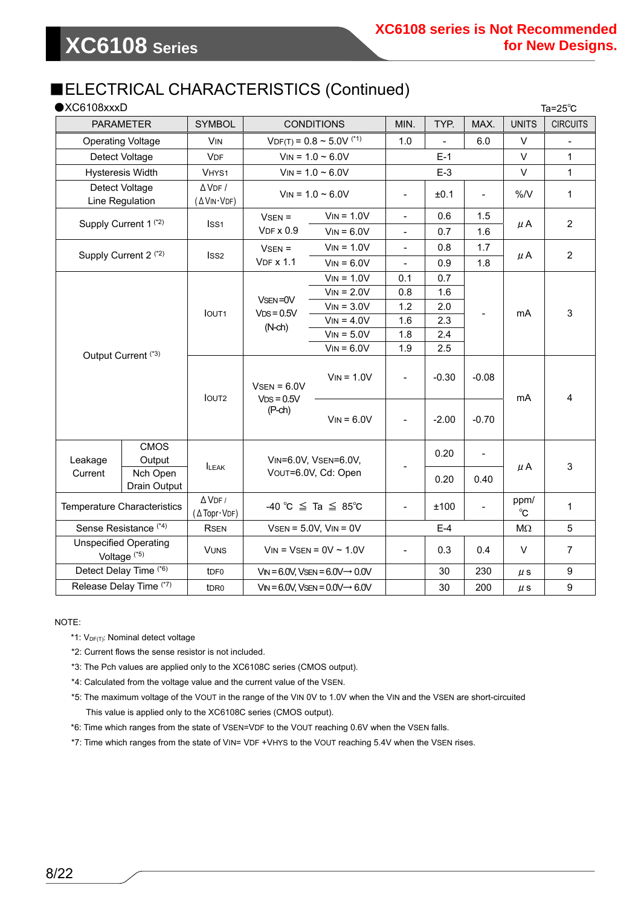## ■ELECTRICAL CHARACTERISTICS (Continued)

●XC6108xxxD

Ta=25℃

| PARAMETER | | SYMBOL | CONDITIONS | | MIN. | TYP. | MAX. | UNITS | CIRCUITS |
|---|---|---|---|---|---|---|---|---|---|
| Operating Voltage | | $V_{IN}$ | $V_{DF(T)}$ = 0.8 ~ 5.0V (*1) | | 1.0 | - | 6.0 | V | - |
| Detect Voltage | | $V_{DF}$ | $V_{IN}$ = 1.0 ~ 6.0V | | | E-1 | | V | 1 |
| Hysteresis Width | | $V_{HYS1}$ | $V_{IN}$ = 1.0 ~ 6.0V | | | E-3 | | V | 1 |
| Detect Voltage Line Regulation | | $\Delta V_{DF}$ / ($\Delta V_{IN} \cdot V_{DF}$) | $V_{IN}$ = 1.0 ~ 6.0V | | - | ±0.1 | - | %/V | 1 |
| Supply Current 1 (*2) | | $I_{SS1}$ | $V_{SEN}$ = $V_{DF}$ x 0.9 | $V_{IN}$ = 1.0V | - | 0.6 | 1.5 | μA | 2 |
| | | | | $V_{IN}$ = 6.0V | - | 0.7 | 1.6 | | |
| Supply Current 2 (*2) | | $I_{SS2}$ | $V_{SEN}$ = $V_{DF}$ x 1.1 | $V_{IN}$ = 1.0V | - | 0.8 | 1.7 | μA | 2 |
| | | | | $V_{IN}$ = 6.0V | - | 0.9 | 1.8 | | |
| Output Current (*3) | | $I_{OUT1}$ | $V_{SEN}$=0V $V_{DS}$=0.5V (N-ch) | $V_{IN}$ = 1.0V | 0.1 | 0.7 | - | mA | 3 |
| | | | | $V_{IN}$ = 2.0V | 0.8 | 1.6 | | | |
| | | | | $V_{IN}$ = 3.0V | 1.2 | 2.0 | | | |
| | | | | $V_{IN}$ = 4.0V | 1.6 | 2.3 | | | |
| | | | | $V_{IN}$ = 5.0V | 1.8 | 2.4 | | | |
| | | | | $V_{IN}$ = 6.0V | 1.9 | 2.5 | | | |
| | | $I_{OUT2}$ | $V_{SEN}$ = 6.0V $V_{DS}$ = 0.5V (P-ch) | $V_{IN}$ = 1.0V | - | -0.30 | -0.08 | mA | 4 |
| | | | | $V_{IN}$ = 6.0V | - | -2.00 | -0.70 | | |
| Leakage Current | CMOS Output | $I_{LEAK}$ | $V_{IN}$=6.0V, $V_{SEN}$=6.0V, $V_{OUT}$=6.0V, Cd: Open | | - | 0.20 | - | μA | 3 |
| | Nch Open Drain Output | | | | | 0.20 | 0.40 | | |
| Temperature Characteristics | | $\Delta V_{DF}$ / ($\Delta Topr \cdot V_{DF}$) | -40 ℃ ≦ Ta ≦ 85℃ | | - | ±100 | - | ppm/℃ | 1 |
| Sense Resistance (*4) | | $R_{SEN}$ | $V_{SEN}$ = 5.0V, $V_{IN}$ = 0V | | | E-4 | | MΩ | 5 |
| Unspecified Operating Voltage (*5) | | $V_{UNS}$ | $V_{IN}$ = $V_{SEN}$ = 0V ~ 1.0V | | - | 0.3 | 0.4 | V | 7 |
| Detect Delay Time (*6) | | $t_{DF0}$ | $V_{IN}$ = 6.0V, $V_{SEN}$ = 6.0V→ 0.0V | | | 30 | 230 | μs | 9 |
| Release Delay Time (*7) | | $t_{DR0}$ | $V_{IN}$ = 6.0V, $V_{SEN}$ = 0.0V→ 6.0V | | | 30 | 200 | μs | 9 |

NOTE:

*1: $V_{DF(T)}$: Nominal detect voltage

*2: Current flows the sense resistor is not included.

*3: The Pch values are applied only to the XC6108C series (CMOS output).

*4: Calculated from the voltage value and the current value of the VSEN.

*5: The maximum voltage of the VOUT in the range of the VIN 0V to 1.0V when the VIN and the VSEN are short-circuited
This value is applied only to the XC6108C series (CMOS output).

*6: Time which ranges from the state of VSEN=VDF to the VOUT reaching 0.6V when the VSEN falls.

*7: Time which ranges from the state of VIN= VDF +VHYS to the VOUT reaching 5.4V when the VSEN rises.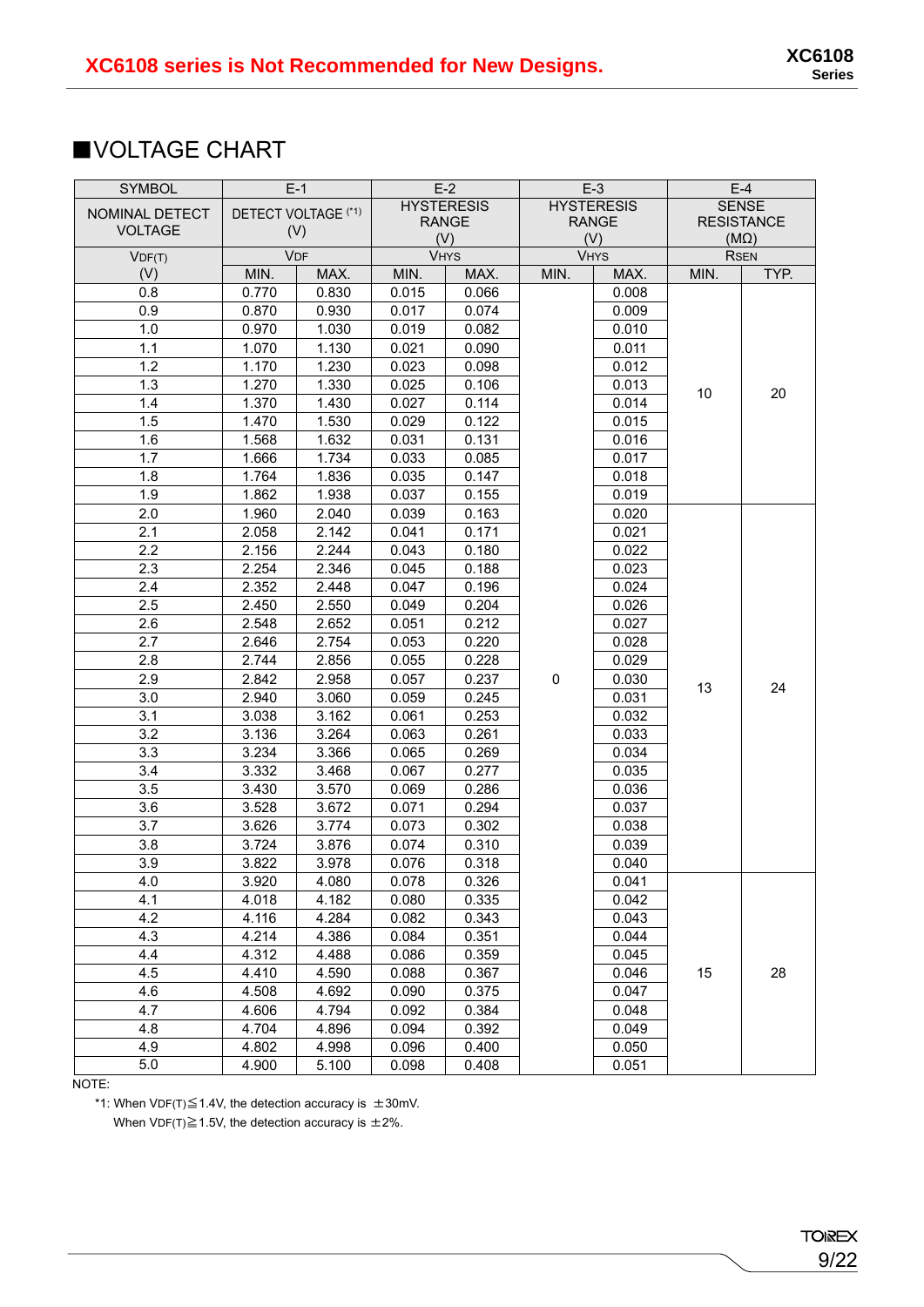XC6108 series is Not Recommended for New Designs.

## ■VOLTAGE CHART

| SYMBOL | E-1 | | E-2 | | E-3 | | E-4 | |
|---|---|---|---|---|---|---|---|---|
| NOMINAL DETECT VOLTAGE | DETECT VOLTAGE (*1) (V) | | HYSTERESIS RANGE (V) | | HYSTERESIS RANGE (V) | | SENSE RESISTANCE (MΩ) | |
| $V_{DF(T)}$ | $V_{DF}$ | | $V_{HYS}$ | | $V_{HYS}$ | | $R_{SEN}$ | |
| (V) | MIN. | MAX. | MIN. | MAX. | MIN. | MAX. | MIN. | TYP. |
| 0.8 | 0.770 | 0.830 | 0.015 | 0.066 | 0 | 0.008 | 10 | 20 |
| 0.9 | 0.870 | 0.930 | 0.017 | 0.074 | | 0.009 | | |
| 1.0 | 0.970 | 1.030 | 0.019 | 0.082 | | 0.010 | | |
| 1.1 | 1.070 | 1.130 | 0.021 | 0.090 | | 0.011 | | |
| 1.2 | 1.170 | 1.230 | 0.023 | 0.098 | | 0.012 | | |
| 1.3 | 1.270 | 1.330 | 0.025 | 0.106 | | 0.013 | | |
| 1.4 | 1.370 | 1.430 | 0.027 | 0.114 | | 0.014 | | |
| 1.5 | 1.470 | 1.530 | 0.029 | 0.122 | | 0.015 | | |
| 1.6 | 1.568 | 1.632 | 0.031 | 0.131 | | 0.016 | | |
| 1.7 | 1.666 | 1.734 | 0.033 | 0.085 | | 0.017 | | |
| 1.8 | 1.764 | 1.836 | 0.035 | 0.147 | | 0.018 | | |
| 1.9 | 1.862 | 1.938 | 0.037 | 0.155 | | 0.019 | | |
| 2.0 | 1.960 | 2.040 | 0.039 | 0.163 | | 0.020 | 13 | 24 |
| 2.1 | 2.058 | 2.142 | 0.041 | 0.171 | | 0.021 | | |
| 2.2 | 2.156 | 2.244 | 0.043 | 0.180 | | 0.022 | | |
| 2.3 | 2.254 | 2.346 | 0.045 | 0.188 | | 0.023 | | |
| 2.4 | 2.352 | 2.448 | 0.047 | 0.196 | | 0.024 | | |
| 2.5 | 2.450 | 2.550 | 0.049 | 0.204 | | 0.026 | | |
| 2.6 | 2.548 | 2.652 | 0.051 | 0.212 | | 0.027 | | |
| 2.7 | 2.646 | 2.754 | 0.053 | 0.220 | | 0.028 | | |
| 2.8 | 2.744 | 2.856 | 0.055 | 0.228 | | 0.029 | | |
| 2.9 | 2.842 | 2.958 | 0.057 | 0.237 | | 0.030 | | |
| 3.0 | 2.940 | 3.060 | 0.059 | 0.245 | | 0.031 | | |
| 3.1 | 3.038 | 3.162 | 0.061 | 0.253 | | 0.032 | | |
| 3.2 | 3.136 | 3.264 | 0.063 | 0.261 | | 0.033 | | |
| 3.3 | 3.234 | 3.366 | 0.065 | 0.269 | | 0.034 | | |
| 3.4 | 3.332 | 3.468 | 0.067 | 0.277 | | 0.035 | | |
| 3.5 | 3.430 | 3.570 | 0.069 | 0.286 | | 0.036 | | |
| 3.6 | 3.528 | 3.672 | 0.071 | 0.294 | | 0.037 | | |
| 3.7 | 3.626 | 3.774 | 0.073 | 0.302 | | 0.038 | | |
| 3.8 | 3.724 | 3.876 | 0.074 | 0.310 | | 0.039 | | |
| 3.9 | 3.822 | 3.978 | 0.076 | 0.318 | | 0.040 | | |
| 4.0 | 3.920 | 4.080 | 0.078 | 0.326 | | 0.041 | 15 | 28 |
| 4.1 | 4.018 | 4.182 | 0.080 | 0.335 | | 0.042 | | |
| 4.2 | 4.116 | 4.284 | 0.082 | 0.343 | | 0.043 | | |
| 4.3 | 4.214 | 4.386 | 0.084 | 0.351 | | 0.044 | | |
| 4.4 | 4.312 | 4.488 | 0.086 | 0.359 | | 0.045 | | |
| 4.5 | 4.410 | 4.590 | 0.088 | 0.367 | | 0.046 | | |
| 4.6 | 4.508 | 4.692 | 0.090 | 0.375 | | 0.047 | | |
| 4.7 | 4.606 | 4.794 | 0.092 | 0.384 | | 0.048 | | |
| 4.8 | 4.704 | 4.896 | 0.094 | 0.392 | | 0.049 | | |
| 4.9 | 4.802 | 4.998 | 0.096 | 0.400 | | 0.050 | | |
| 5.0 | 4.900 | 5.100 | 0.098 | 0.408 | | 0.051 | | |

NOTE:

*1: When $V_{DF(T)} \leqq 1.4V$, the detection accuracy is ±30mV.
When $V_{DF(T)} \geqq 1.5V$, the detection accuracy is ±2%.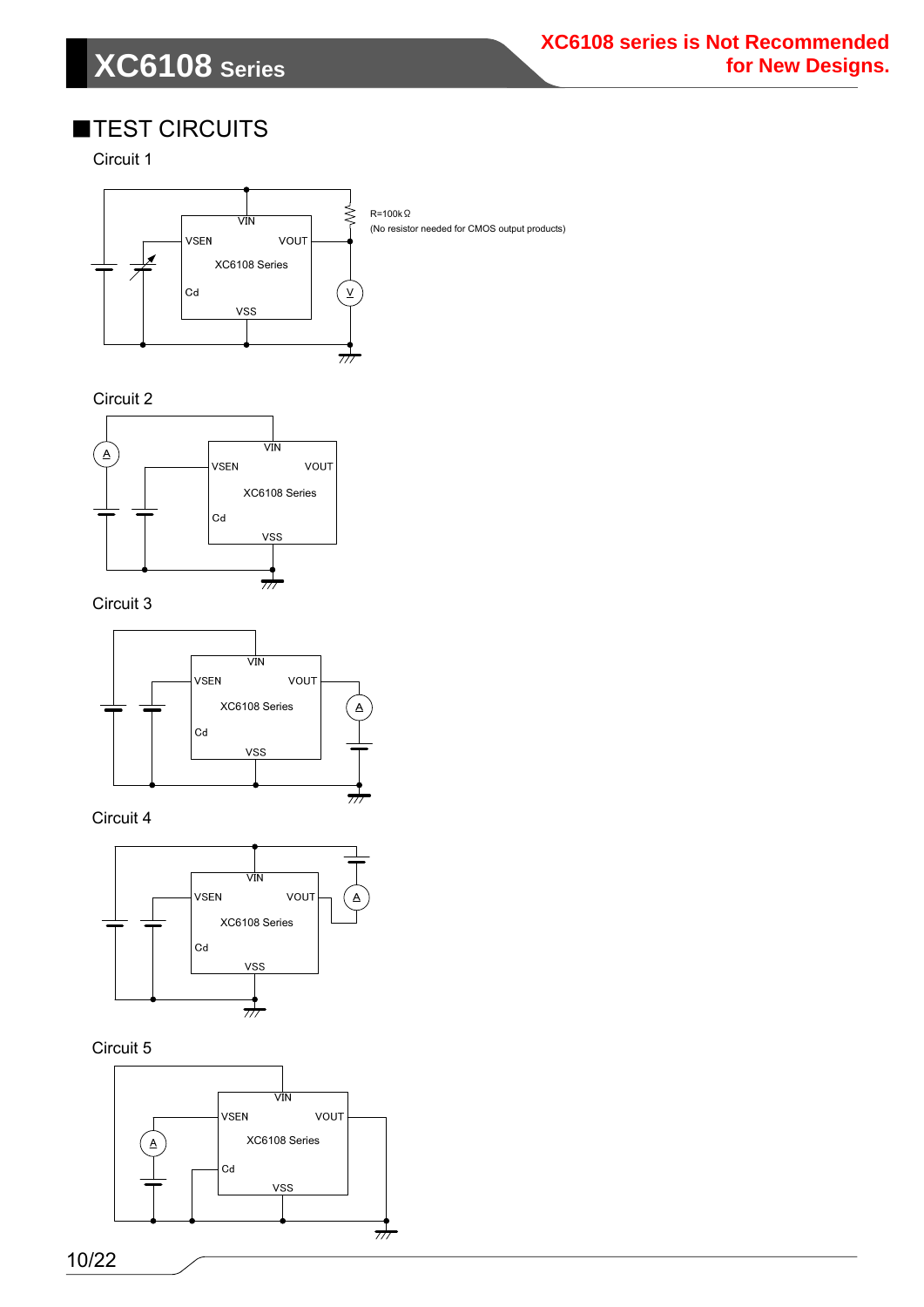XC6108 series is Not Recommended for New Designs.

## ■TEST CIRCUITS

Circuit 1

VIN

VSEN VOUT

XC6108 Series

Cd

VSS

R=100kΩ
(No resistor needed for CMOS output products)

Circuit 2

VIN

VSEN VOUT

XC6108 Series

Cd

VSS

Circuit 3

VIN

VSEN VOUT

XC6108 Series

Cd

VSS

Circuit 4

VIN

VSEN VOUT

XC6108 Series

Cd

VSS

Circuit 5

VIN

VSEN VOUT

XC6108 Series

Cd

VSS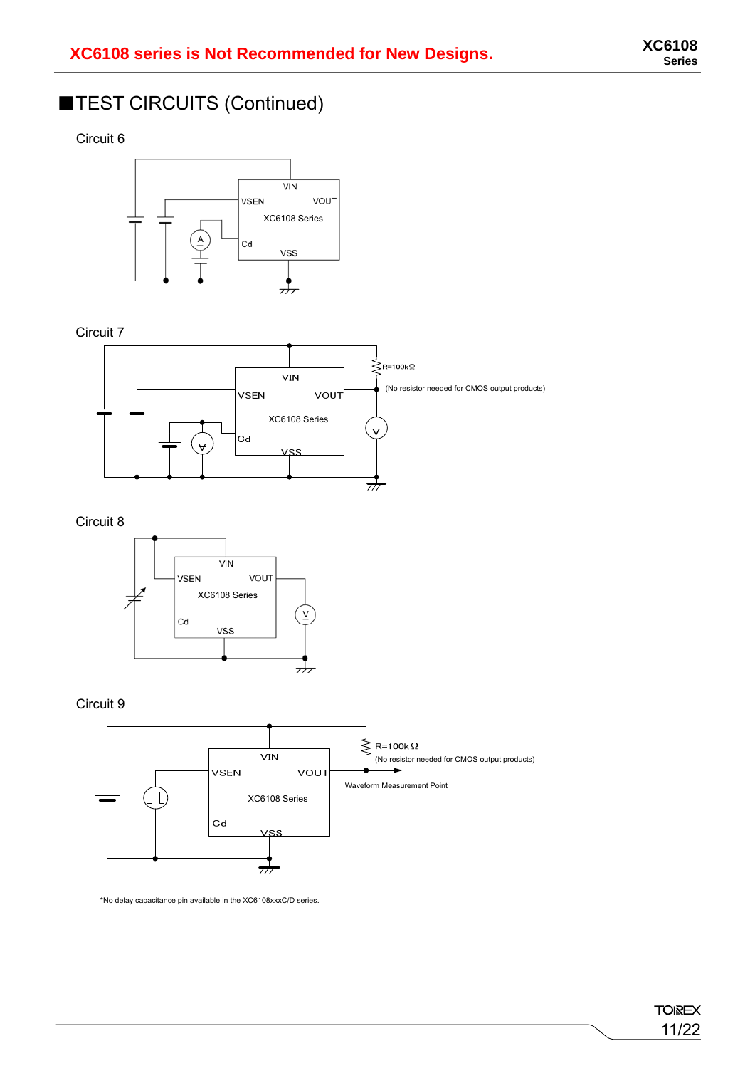XC6108 series is Not Recommended for New Designs.

## ■TEST CIRCUITS (Continued)

Circuit 6

VIN
VSEN VOUT
XC6108 Series
Cd
VSS

Circuit 7

R=100kΩ
(No resistor needed for CMOS output products)

VIN
VSEN VOUT
XC6108 Series
Cd
VSS

Circuit 8

VIN
VSEN VOUT
XC6108 Series
Cd
VSS

Circuit 9

R=100kΩ
(No resistor needed for CMOS output products)
Waveform Measurement Point

VIN
VSEN VOUT
XC6108 Series
Cd
VSS

*No delay capacitance pin available in the XC6108xxxC/D series.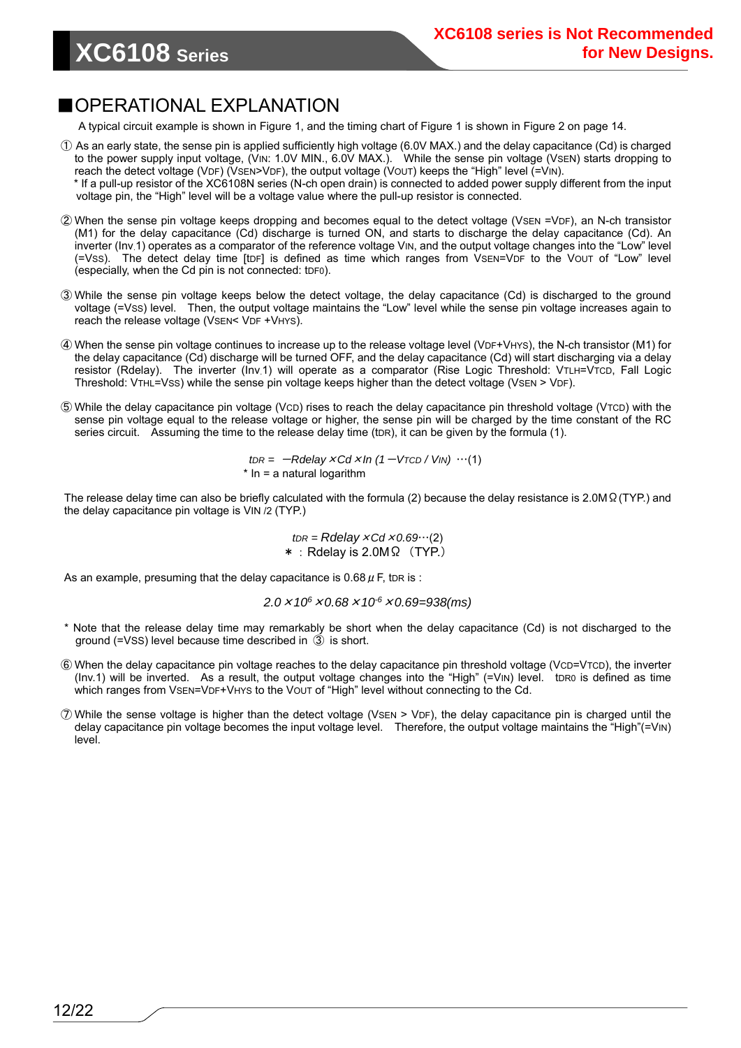## ■OPERATIONAL EXPLANATION

A typical circuit example is shown in Figure 1, and the timing chart of Figure 1 is shown in Figure 2 on page 14.

① As an early state, the sense pin is applied sufficiently high voltage (6.0V MAX.) and the delay capacitance (Cd) is charged to the power supply input voltage, ($V_{IN}$: 1.0V MIN., 6.0V MAX.). While the sense pin voltage ($V_{SEN}$) starts dropping to reach the detect voltage ($V_{DF}$) ($V_{SEN}$>$V_{DF}$), the output voltage ($V_{OUT}$) keeps the "High" level (=$V_{IN}$).
 * If a pull-up resistor of the XC6108N series (N-ch open drain) is connected to added power supply different from the input voltage pin, the "High" level will be a voltage value where the pull-up resistor is connected.

② When the sense pin voltage keeps dropping and becomes equal to the detect voltage ($V_{SEN}$ =$V_{DF}$), an N-ch transistor (M1) for the delay capacitance (Cd) discharge is turned ON, and starts to discharge the delay capacitance (Cd). An inverter (Inv.1) operates as a comparator of the reference voltage $V_{IN}$, and the output voltage changes into the "Low" level (=$V_{SS}$). The detect delay time [$t_{DF}$] is defined as time which ranges from $V_{SEN}$=$V_{DF}$ to the $V_{OUT}$ of "Low" level (especially, when the Cd pin is not connected: $t_{DF0}$).

③ While the sense pin voltage keeps below the detect voltage, the delay capacitance (Cd) is discharged to the ground voltage (=$V_{SS}$) level. Then, the output voltage maintains the "Low" level while the sense pin voltage increases again to reach the release voltage ($V_{SEN}$< $V_{DF}$ +$V_{HYS}$).

④ When the sense pin voltage continues to increase up to the release voltage level ($V_{DF}$+$V_{HYS}$), the N-ch transistor (M1) for the delay capacitance (Cd) discharge will be turned OFF, and the delay capacitance (Cd) will start discharging via a delay resistor (Rdelay). The inverter (Inv.1) will operate as a comparator (Rise Logic Threshold: $V_{TLH}$=$V_{TCD}$, Fall Logic Threshold: $V_{THL}$=$V_{SS}$) while the sense pin voltage keeps higher than the detect voltage ($V_{SEN}$ > $V_{DF}$).

⑤ While the delay capacitance pin voltage ($V_{CD}$) rises to reach the delay capacitance pin threshold voltage ($V_{TCD}$) with the sense pin voltage equal to the release voltage or higher, the sense pin will be charged by the time constant of the RC series circuit. Assuming the time to the release delay time ($t_{DR}$), it can be given by the formula (1).

$$t_{DR} = -Rdelay \times Cd \times \ln(1 - V_{TCD} / V_{IN}) \quad \cdots(1)$$

* ln = a natural logarithm

The release delay time can also be briefly calculated with the formula (2) because the delay resistance is 2.0MΩ (TYP.) and the delay capacitance pin voltage is $V_{IN}$ /2 (TYP.)

$$t_{DR} = Rdelay \times Cd \times 0.69 \cdots(2)$$

∗：Rdelay is 2.0MΩ （TYP.）

As an example, presuming that the delay capacitance is 0.68$\mu$F, $t_{DR}$ is :

$$2.0 \times 10^{6} \times 0.68 \times 10^{-6} \times 0.69 = 938(ms)$$

* Note that the release delay time may remarkably be short when the delay capacitance (Cd) is not discharged to the ground (=$V_{SS}$) level because time described in ③ is short.

⑥ When the delay capacitance pin voltage reaches to the delay capacitance pin threshold voltage ($V_{CD}$=$V_{TCD}$), the inverter (Inv.1) will be inverted. As a result, the output voltage changes into the "High" (=$V_{IN}$) level. $t_{DR0}$ is defined as time which ranges from $V_{SEN}$=$V_{DF}$+$V_{HYS}$ to the $V_{OUT}$ of "High" level without connecting to the Cd.

⑦ While the sense voltage is higher than the detect voltage ($V_{SEN}$ > $V_{DF}$), the delay capacitance pin is charged until the delay capacitance pin voltage becomes the input voltage level. Therefore, the output voltage maintains the "High"(=$V_{IN}$) level.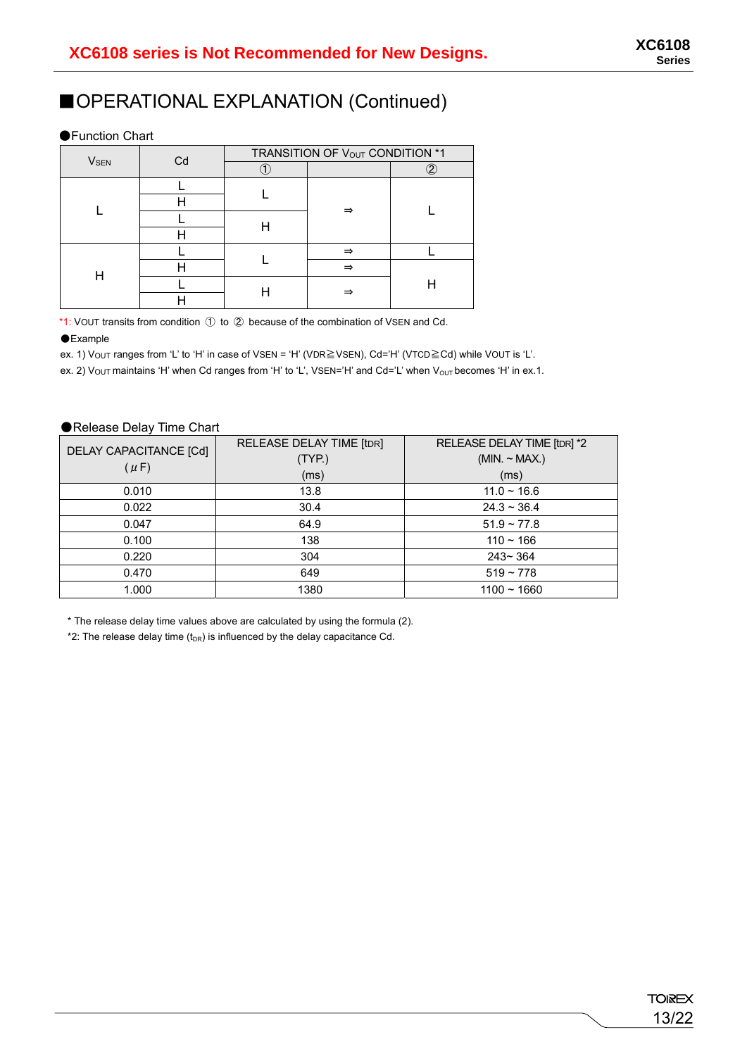# ■OPERATIONAL EXPLANATION (Continued)

●Function Chart

| $V_{SEN}$ | Cd | TRANSITION OF $V_{OUT}$ CONDITION *1 | | |
|---|---|---|---|---|
| | | ① | | ② |
| L | L | L | ⇒ | L |
| | H | | | |
| | L | H | | |
| | H | | | |
| H | L | L | ⇒ | L |
| | H | | ⇒ | H |
| | L | H | ⇒ | |
| | H | | | |

*1: VOUT transits from condition ① to ② because of the combination of VSEN and Cd.

●Example

ex. 1) $V_{OUT}$ ranges from ‘L’ to ‘H’ in case of VSEN = ‘H’ (VDR≧VSEN), Cd=‘H’ (VTCD≧Cd) while VOUT is ‘L’.

ex. 2) $V_{OUT}$ maintains ‘H’ when Cd ranges from ‘H’ to ‘L’, VSEN=‘H’ and Cd=‘L’ when $V_{OUT}$ becomes ‘H’ in ex.1.

●Release Delay Time Chart

| DELAY CAPACITANCE [Cd] (μF) | RELEASE DELAY TIME [tDR] (TYP.) (ms) | RELEASE DELAY TIME [tDR] *2 (MIN. ~ MAX.) (ms) |
|---|---|---|
| 0.010 | 13.8 | 11.0 ~ 16.6 |
| 0.022 | 30.4 | 24.3 ~ 36.4 |
| 0.047 | 64.9 | 51.9 ~ 77.8 |
| 0.100 | 138 | 110 ~ 166 |
| 0.220 | 304 | 243~ 364 |
| 0.470 | 649 | 519 ~ 778 |
| 1.000 | 1380 | 1100 ~ 1660 |

* The release delay time values above are calculated by using the formula (2).

*2: The release delay time ($t_{DR}$) is influenced by the delay capacitance Cd.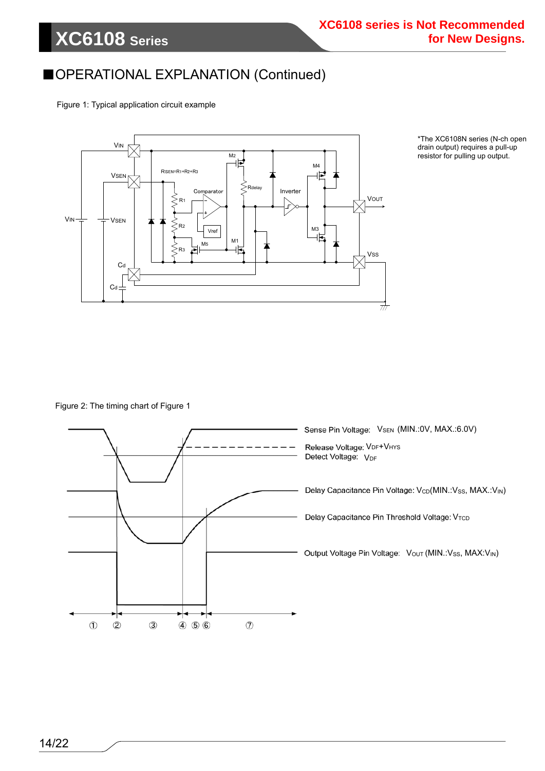## ■OPERATIONAL EXPLANATION (Continued)

Figure 1: Typical application circuit example

*The XC6108N series (N-ch open drain output) requires a pull-up resistor for pulling up output.

Figure 2: The timing chart of Figure 1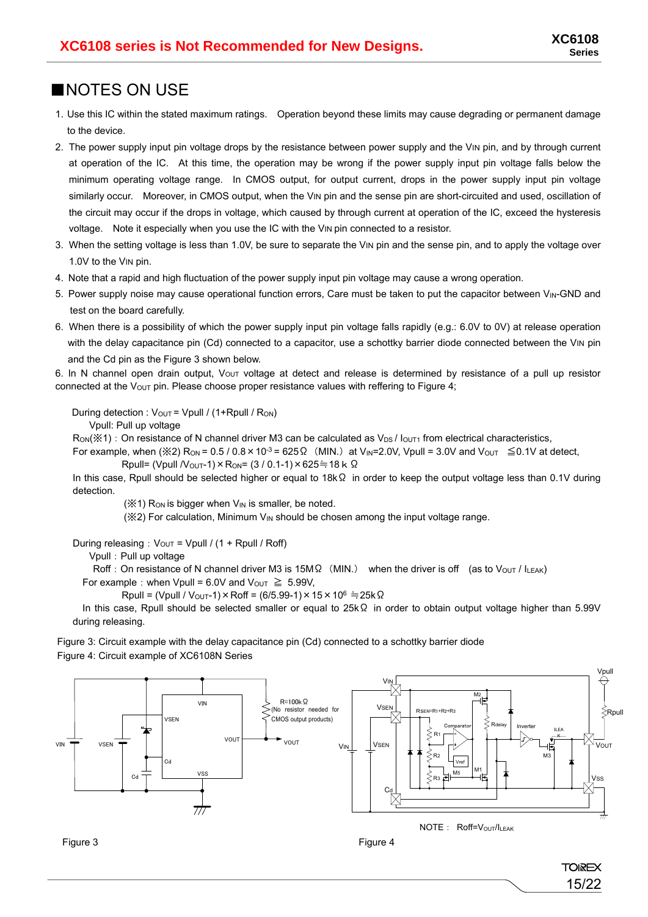**XC6108 series is Not Recommended for New Designs.**

## ■NOTES ON USE

1. Use this IC within the stated maximum ratings. Operation beyond these limits may cause degrading or permanent damage to the device.
2. The power supply input pin voltage drops by the resistance between power supply and the $V_{IN}$ pin, and by through current at operation of the IC. At this time, the operation may be wrong if the power supply input pin voltage falls below the minimum operating voltage range. In CMOS output, for output current, drops in the power supply input pin voltage similarly occur. Moreover, in CMOS output, when the $V_{IN}$ pin and the sense pin are short-circuited and used, oscillation of the circuit may occur if the drops in voltage, which caused by through current at operation of the IC, exceed the hysteresis voltage. Note it especially when you use the IC with the $V_{IN}$ pin connected to a resistor.
3. When the setting voltage is less than 1.0V, be sure to separate the $V_{IN}$ pin and the sense pin, and to apply the voltage over 1.0V to the $V_{IN}$ pin.
4. Note that a rapid and high fluctuation of the power supply input pin voltage may cause a wrong operation.
5. Power supply noise may cause operational function errors, Care must be taken to put the capacitor between $V_{IN}$-GND and test on the board carefully.
6. When there is a possibility of which the power supply input pin voltage falls rapidly (e.g.: 6.0V to 0V) at release operation with the delay capacitance pin (Cd) connected to a capacitor, use a schottky barrier diode connected between the $V_{IN}$ pin and the Cd pin as the Figure 3 shown below.

6. In N channel open drain output, $V_{OUT}$ voltage at detect and release is determined by resistance of a pull up resistor connected at the $V_{OUT}$ pin. Please choose proper resistance values with reffering to Figure 4;

During detection : $V_{OUT}$ = Vpull / (1+Rpull / $R_{ON}$)
Vpull: Pull up voltage
$R_{ON}$(※1) : On resistance of N channel driver M3 can be calculated as $V_{DS}$ / $I_{OUT1}$ from electrical characteristics,
For example, when (※2) $R_{ON}$ = 0.5 / 0.8 × $10^{-3}$ = 625Ω（MIN.）at $V_{IN}$=2.0V, Vpull = 3.0V and $V_{OUT}$ ≦0.1V at detect,
Rpull= (Vpull /$V_{OUT}$-1) × $R_{ON}$= (3 / 0.1-1) × 625≒18ｋΩ
In this case, Rpull should be selected higher or equal to 18kΩ in order to keep the output voltage less than 0.1V during detection.
(※1) $R_{ON}$ is bigger when $V_{IN}$ is smaller, be noted.
(※2) For calculation, Minimum $V_{IN}$ should be chosen among the input voltage range.

During releasing：$V_{OUT}$ = Vpull / (1 + Rpull / Roff)
Vpull：Pull up voltage
Roff：On resistance of N channel driver M3 is 15MΩ（MIN.） when the driver is off (as to $V_{OUT}$ / $I_{LEAK}$)
For example：when Vpull = 6.0V and $V_{OUT}$ ≧ 5.99V,
Rpull = (Vpull / $V_{OUT}$-1) × Roff = (6/5.99-1) × 15 × $10^6$ ≒25kΩ
In this case, Rpull should be selected smaller or equal to 25kΩ in order to obtain output voltage higher than 5.99V during releasing.

Figure 3: Circuit example with the delay capacitance pin (Cd) connected to a schottky barrier diode
Figure 4: Circuit example of XC6108N Series

R=100kΩ (No resistor needed for CMOS output products)

Figure 3

NOTE： Roff=$V_{OUT}$/$I_{LEAK}$

Figure 4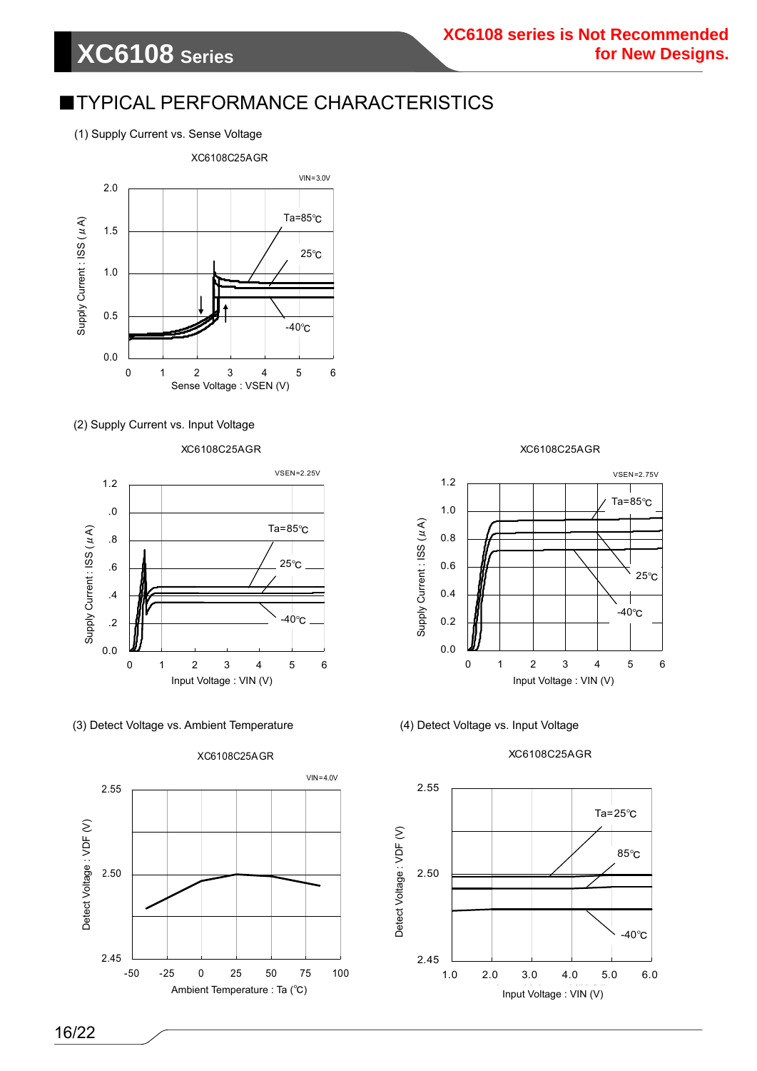**XC6108 series is Not Recommended for New Designs.**

## ■TYPICAL PERFORMANCE CHARACTERISTICS

(1) Supply Current vs. Sense Voltage

XC6108C25AGR

VIN=3.0V

Supply Current : ISS (μA)

Ta=85℃

25℃

-40℃

Sense Voltage : VSEN (V)

(2) Supply Current vs. Input Voltage

XC6108C25AGR

VSEN=2.25V

Ta=85℃

25℃

-40℃

Supply Current : ISS (μA)

Input Voltage : VIN (V)

XC6108C25AGR

VSEN=2.75V

Ta=85℃

25℃

-40℃

Supply Current : ISS (μA)

Input Voltage : VIN (V)

(3) Detect Voltage vs. Ambient Temperature

XC6108C25AGR

VIN=4.0V

Detect Voltage : VDF (V)

Ambient Temperature : Ta (℃)

(4) Detect Voltage vs. Input Voltage

XC6108C25AGR

Ta=25℃

85℃

-40℃

Detect Voltage : VDF (V)

Input Voltage : VIN (V)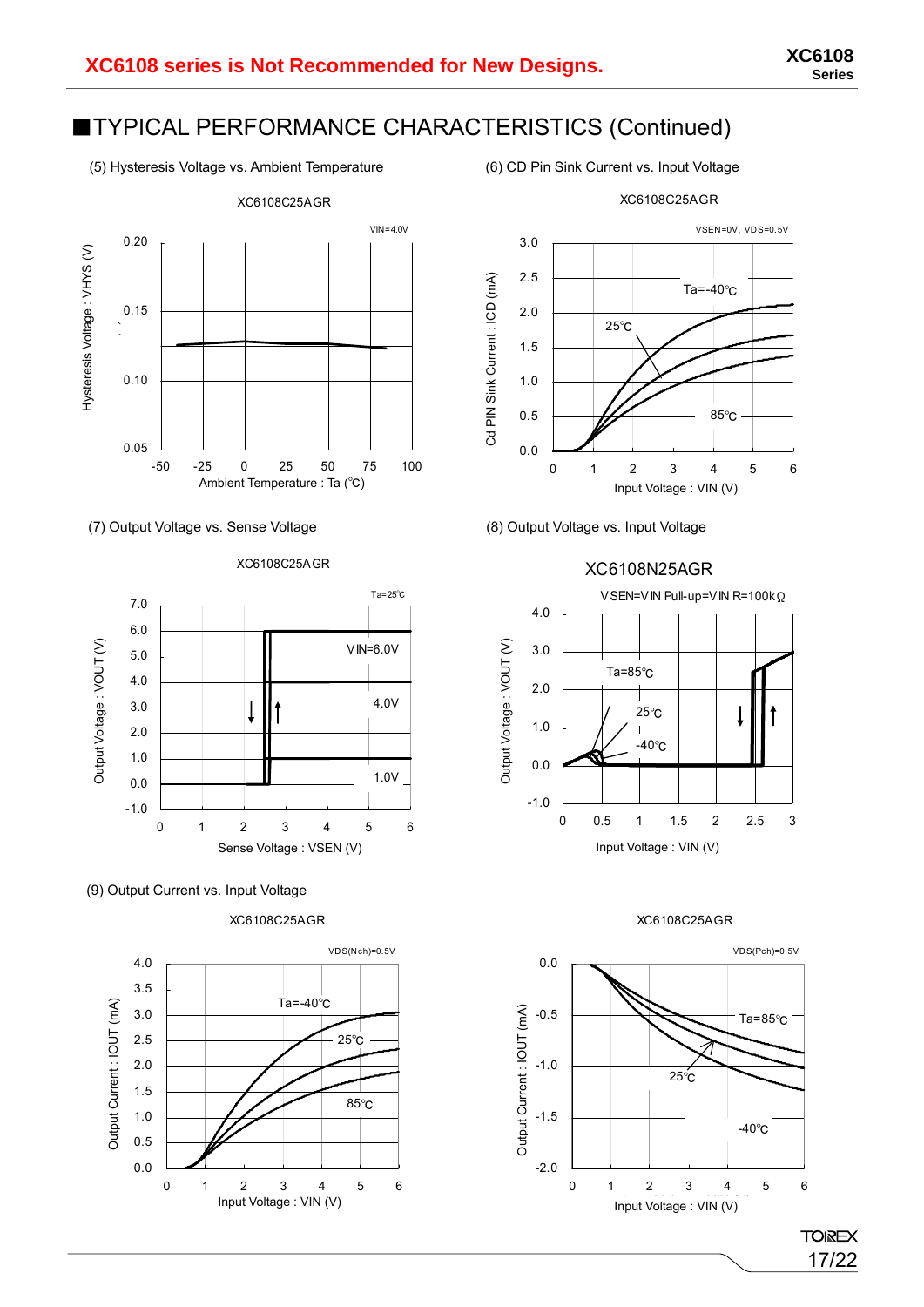XC6108 series is Not Recommended for New Designs.

## ■TYPICAL PERFORMANCE CHARACTERISTICS (Continued)

(5) Hysteresis Voltage vs. Ambient Temperature

XC6108C25AGR

VIN=4.0V

Hysteresis Voltage : VHYS (V)

Ambient Temperature : Ta (℃)

(6) CD Pin Sink Current vs. Input Voltage

XC6108C25AGR

VSEN=0V, VDS=0.5V

Ta=-40℃, 25℃, 85℃

Cd PIN Sink Current : ICD (mA)

Input Voltage : VIN (V)

(7) Output Voltage vs. Sense Voltage

XC6108C25AGR

Ta=25℃

VIN=6.0V, 4.0V, 1.0V

Output Voltage : VOUT (V)

Sense Voltage : VSEN (V)

(8) Output Voltage vs. Input Voltage

XC6108N25AGR

VSEN=VIN Pull-up=VIN R=100kΩ

Ta=85℃, 25℃, -40℃

Output Voltage : VOUT (V)

Input Voltage : VIN (V)

(9) Output Current vs. Input Voltage

XC6108C25AGR

VDS(Nch)=0.5V

Ta=-40℃, 25℃, 85℃

Output Current : IOUT (mA)

Input Voltage : VIN (V)

XC6108C25AGR

VDS(Pch)=0.5V

Ta=85℃, 25℃, -40℃

Output Current : IOUT (mA)

Input Voltage : VIN (V)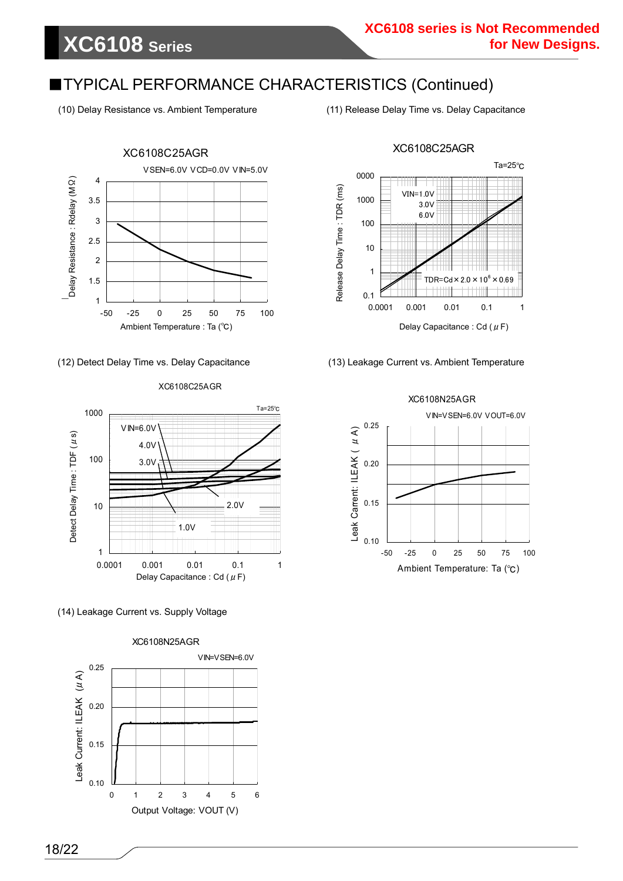XC6108 series is Not Recommended for New Designs.

## ■TYPICAL PERFORMANCE CHARACTERISTICS (Continued)

(10) Delay Resistance vs. Ambient Temperature

XC6108C25AGR

VSEN=6.0V VCD=0.0V VIN=5.0V

Delay Resistance : Rdelay (MΩ)

Ambient Temperature : Ta (℃)

(11) Release Delay Time vs. Delay Capacitance

XC6108C25AGR

Ta=25℃

VIN=1.0V
3.0V
6.0V

$TDR=Cd \times 2.0 \times 10^{6} \times 0.69$

Release Delay Time : TDR (ms)

Delay Capacitance : Cd (μF)

(12) Detect Delay Time vs. Delay Capacitance

XC6108C25AGR

Ta=25℃

VIN=6.0V
4.0V
3.0V
2.0V
1.0V

Detect Delay Time : TDF (μs)

Delay Capacitance : Cd (μF)

(13) Leakage Current vs. Ambient Temperature

XC6108N25AGR

VIN=VSEN=6.0V VOUT=6.0V

Leak Carrent: ILEAK (μA)

Ambient Temperature: Ta (℃)

(14) Leakage Current vs. Supply Voltage

XC6108N25AGR

VIN=VSEN=6.0V

Leak Current: ILEAK (μA)

Output Voltage: VOUT (V)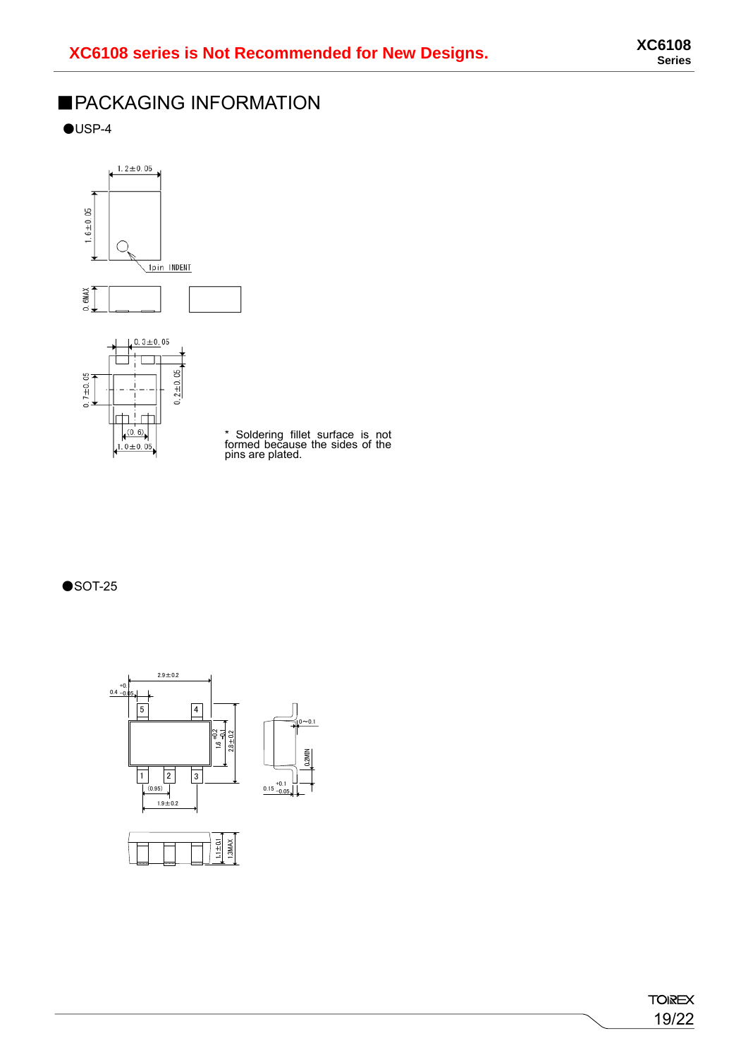XC6108 series is Not Recommended for New Designs.

# ■PACKAGING INFORMATION

●USP-4

\* Soldering fillet surface is not formed because the sides of the pins are plated.

●SOT-25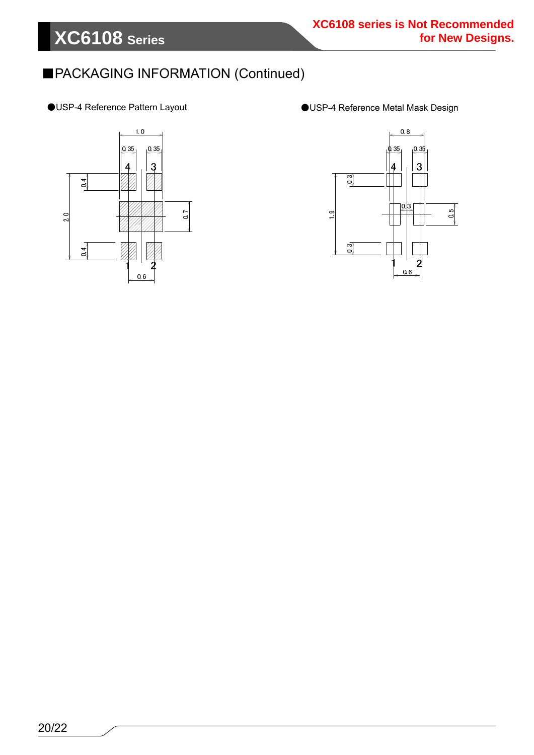## ■PACKAGING INFORMATION (Continued)

●USP-4 Reference Pattern Layout

●USP-4 Reference Metal Mask Design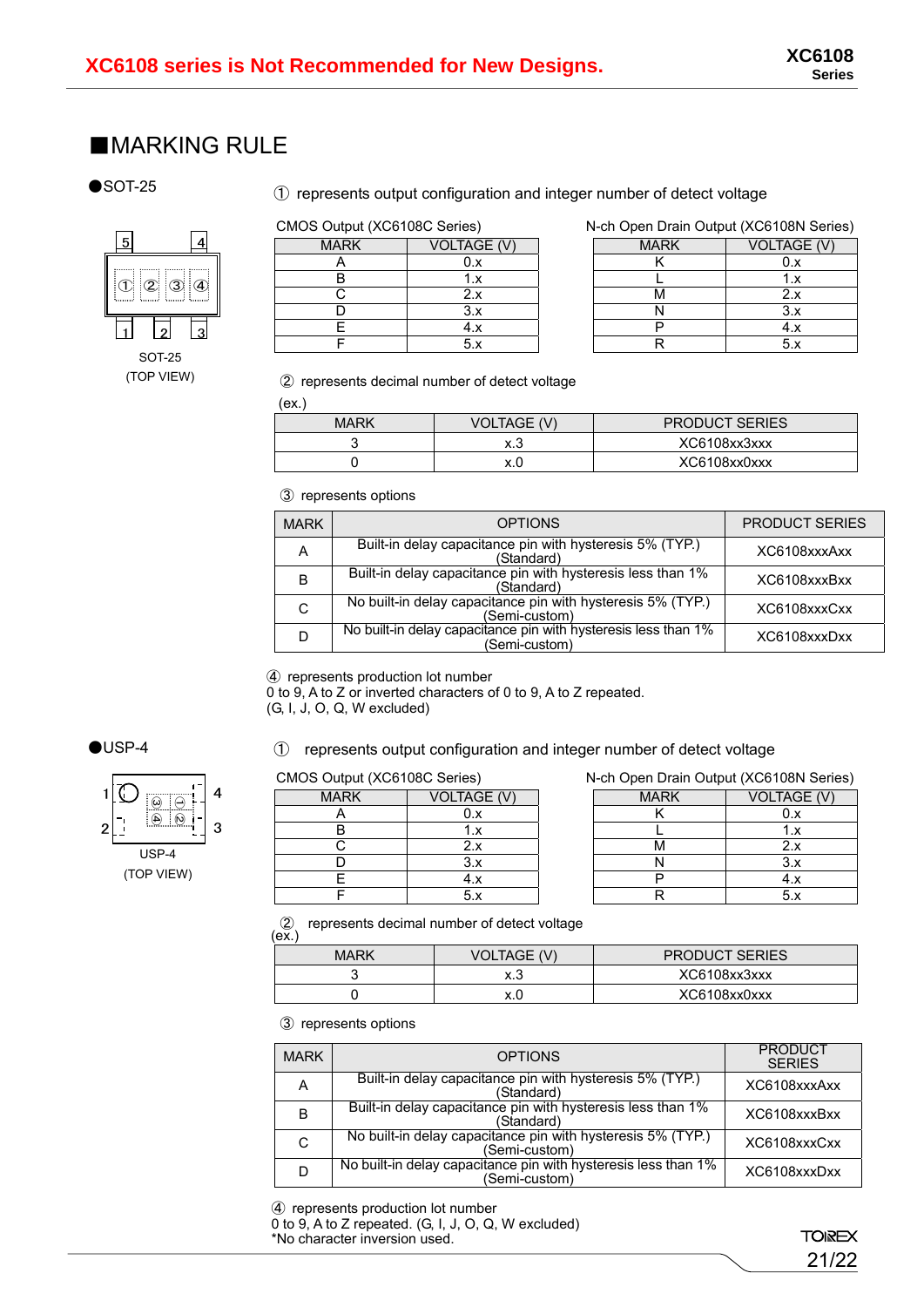XC6108 series is Not Recommended for New Designs.

## ■MARKING RULE

●SOT-25

SOT-25
(TOP VIEW)

① represents output configuration and integer number of detect voltage

CMOS Output (XC6108C Series)

| MARK | VOLTAGE (V) |
|---|---|
| A | 0.x |
| B | 1.x |
| C | 2.x |
| D | 3.x |
| E | 4.x |
| F | 5.x |

N-ch Open Drain Output (XC6108N Series)

| MARK | VOLTAGE (V) |
|---|---|
| K | 0.x |
| L | 1.x |
| M | 2.x |
| N | 3.x |
| P | 4.x |
| R | 5.x |

② represents decimal number of detect voltage

(ex.)

| MARK | VOLTAGE (V) | PRODUCT SERIES |
|---|---|---|
| 3 | x.3 | XC6108xx3xxx |
| 0 | x.0 | XC6108xx0xxx |

③ represents options

| MARK | OPTIONS | PRODUCT SERIES |
|---|---|---|
| A | Built-in delay capacitance pin with hysteresis 5% (TYP.) (Standard) | XC6108xxxAxx |
| B | Built-in delay capacitance pin with hysteresis less than 1% (Standard) | XC6108xxxBxx |
| C | No built-in delay capacitance pin with hysteresis 5% (TYP.) (Semi-custom) | XC6108xxxCxx |
| D | No built-in delay capacitance pin with hysteresis less than 1% (Semi-custom) | XC6108xxxDxx |

④ represents production lot number
0 to 9, A to Z or inverted characters of 0 to 9, A to Z repeated.
(G, I, J, O, Q, W excluded)

●USP-4

USP-4
(TOP VIEW)

① represents output configuration and integer number of detect voltage

CMOS Output (XC6108C Series)

| MARK | VOLTAGE (V) |
|---|---|
| A | 0.x |
| B | 1.x |
| C | 2.x |
| D | 3.x |
| E | 4.x |
| F | 5.x |

N-ch Open Drain Output (XC6108N Series)

| MARK | VOLTAGE (V) |
|---|---|
| K | 0.x |
| L | 1.x |
| M | 2.x |
| N | 3.x |
| P | 4.x |
| R | 5.x |

② represents decimal number of detect voltage

(ex.)

| MARK | VOLTAGE (V) | PRODUCT SERIES |
|---|---|---|
| 3 | x.3 | XC6108xx3xxx |
| 0 | x.0 | XC6108xx0xxx |

③ represents options

| MARK | OPTIONS | PRODUCT SERIES |
|---|---|---|
| A | Built-in delay capacitance pin with hysteresis 5% (TYP.) (Standard) | XC6108xxxAxx |
| B | Built-in delay capacitance pin with hysteresis less than 1% (Standard) | XC6108xxxBxx |
| C | No built-in delay capacitance pin with hysteresis 5% (TYP.) (Semi-custom) | XC6108xxxCxx |
| D | No built-in delay capacitance pin with hysteresis less than 1% (Semi-custom) | XC6108xxxDxx |

④ represents production lot number
0 to 9, A to Z repeated. (G, I, J, O, Q, W excluded)
*No character inversion used.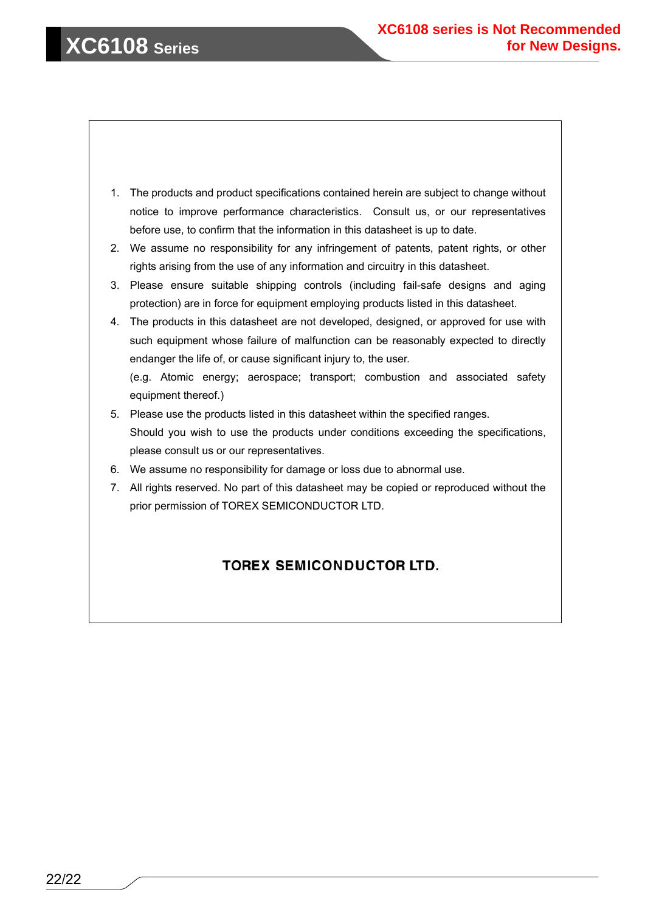1. The products and product specifications contained herein are subject to change without notice to improve performance characteristics. Consult us, or our representatives before use, to confirm that the information in this datasheet is up to date.
2. We assume no responsibility for any infringement of patents, patent rights, or other rights arising from the use of any information and circuitry in this datasheet.
3. Please ensure suitable shipping controls (including fail-safe designs and aging protection) are in force for equipment employing products listed in this datasheet.
4. The products in this datasheet are not developed, designed, or approved for use with such equipment whose failure of malfunction can be reasonably expected to directly endanger the life of, or cause significant injury to, the user.
   (e.g. Atomic energy; aerospace; transport; combustion and associated safety equipment thereof.)
5. Please use the products listed in this datasheet within the specified ranges.
   Should you wish to use the products under conditions exceeding the specifications, please consult us or our representatives.
6. We assume no responsibility for damage or loss due to abnormal use.
7. All rights reserved. No part of this datasheet may be copied or reproduced without the prior permission of TOREX SEMICONDUCTOR LTD.

**TOREX SEMICONDUCTOR LTD.**